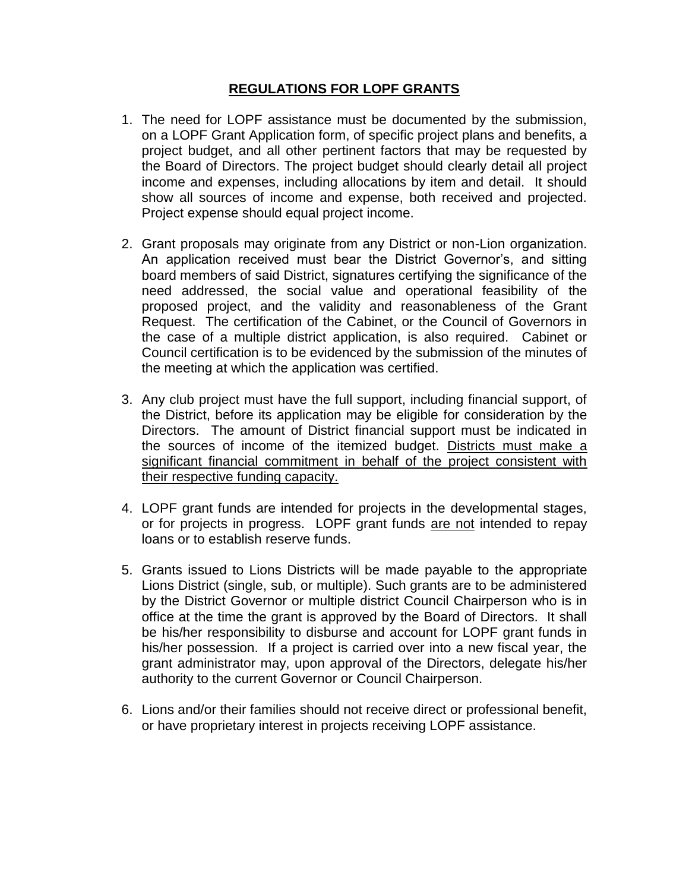# REGULATIONS FOR LOPF GRANTS

1. The need for LOPF assistance must be documented by the submission, on a LOPF Grant Application form, of specific project plans and benefits, a project budget, and all other pertinent factors that may be requested by the Board of Directors. The project budget should clearly detail all project income and expenses, including allocations by item and detail. It should show all sources of income and expense, both received and projected. Project expense should equal project income.

2. Grant proposals may originate from any District or non-Lion organization. An application received must bear the District Governor's, and sitting board members of said District, signatures certifying the significance of the need addressed, the social value and operational feasibility of the proposed project, and the validity and reasonableness of the Grant Request. The certification of the Cabinet, or the Council of Governors in the case of a multiple district application, is also required. Cabinet or Council certification is to be evidenced by the submission of the minutes of the meeting at which the application was certified.

3. Any club project must have the full support, including financial support, of the District, before its application may be eligible for consideration by the Directors. The amount of District financial support must be indicated in the sources of income of the itemized budget. <u>Districts must make a significant financial commitment in behalf of the project consistent with their respective funding capacity.</u>

4. LOPF grant funds are intended for projects in the developmental stages, or for projects in progress. LOPF grant funds <u>are not</u> intended to repay loans or to establish reserve funds.

5. Grants issued to Lions Districts will be made payable to the appropriate Lions District (single, sub, or multiple). Such grants are to be administered by the District Governor or multiple district Council Chairperson who is in office at the time the grant is approved by the Board of Directors. It shall be his/her responsibility to disburse and account for LOPF grant funds in his/her possession. If a project is carried over into a new fiscal year, the grant administrator may, upon approval of the Directors, delegate his/her authority to the current Governor or Council Chairperson.

6. Lions and/or their families should not receive direct or professional benefit, or have proprietary interest in projects receiving LOPF assistance.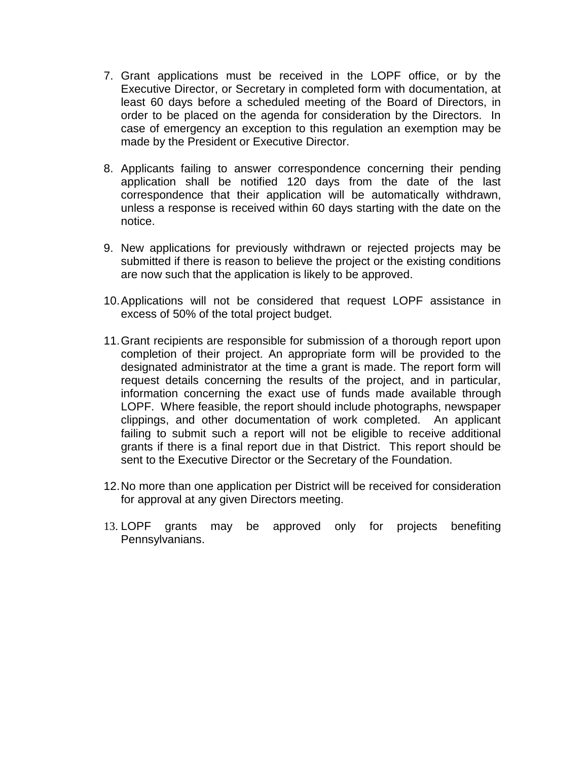7. Grant applications must be received in the LOPF office, or by the Executive Director, or Secretary in completed form with documentation, at least 60 days before a scheduled meeting of the Board of Directors, in order to be placed on the agenda for consideration by the Directors. In case of emergency an exception to this regulation an exemption may be made by the President or Executive Director.

8. Applicants failing to answer correspondence concerning their pending application shall be notified 120 days from the date of the last correspondence that their application will be automatically withdrawn, unless a response is received within 60 days starting with the date on the notice.

9. New applications for previously withdrawn or rejected projects may be submitted if there is reason to believe the project or the existing conditions are now such that the application is likely to be approved.

10. Applications will not be considered that request LOPF assistance in excess of 50% of the total project budget.

11. Grant recipients are responsible for submission of a thorough report upon completion of their project. An appropriate form will be provided to the designated administrator at the time a grant is made. The report form will request details concerning the results of the project, and in particular, information concerning the exact use of funds made available through LOPF. Where feasible, the report should include photographs, newspaper clippings, and other documentation of work completed. An applicant failing to submit such a report will not be eligible to receive additional grants if there is a final report due in that District. This report should be sent to the Executive Director or the Secretary of the Foundation.

12. No more than one application per District will be received for consideration for approval at any given Directors meeting.

13. LOPF grants may be approved only for projects benefiting Pennsylvanians.